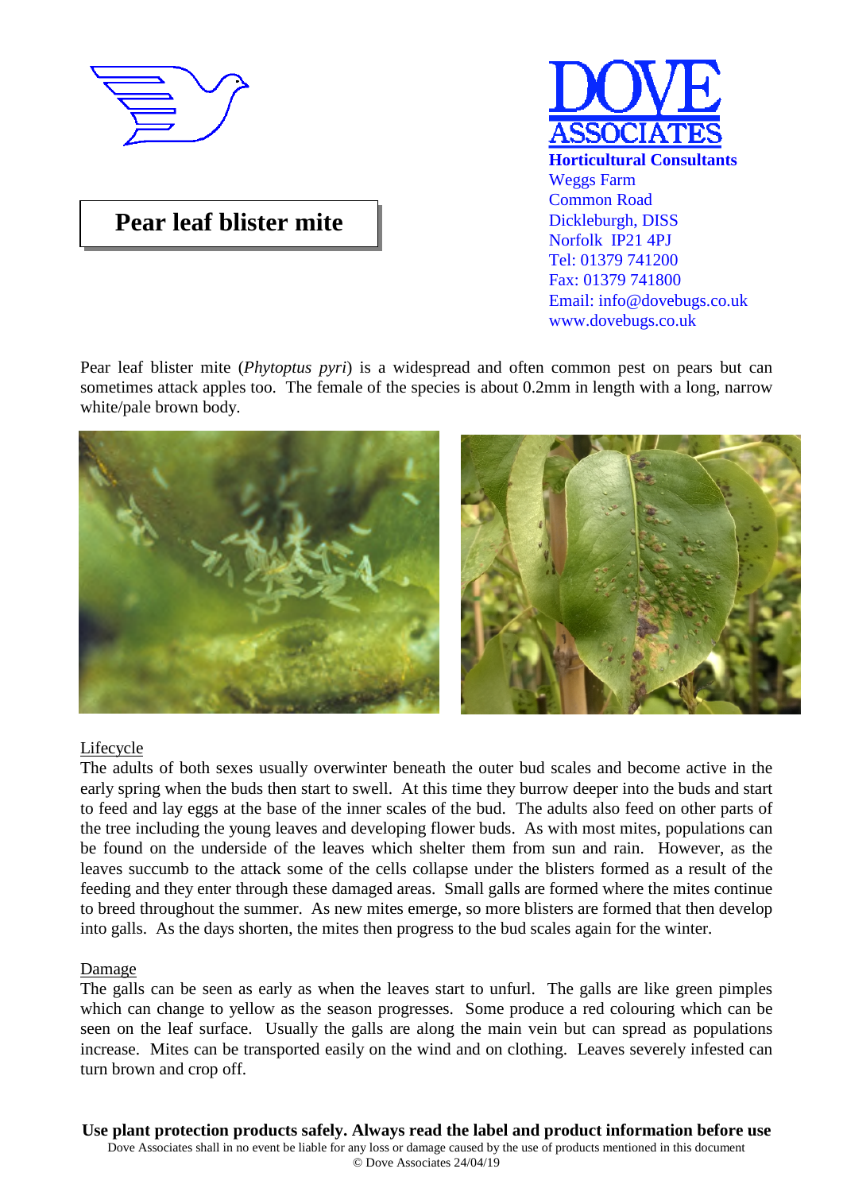**DOVE ASSOCIATES**

**Horticultural Consultants**
Weggs Farm
Common Road
Dickleburgh, DISS
Norfolk IP21 4PJ
Tel: 01379 741200
Fax: 01379 741800
Email: info@dovebugs.co.uk
www.dovebugs.co.uk

# Pear leaf blister mite

Pear leaf blister mite (*Phytoptus pyri*) is a widespread and often common pest on pears but can sometimes attack apples too. The female of the species is about 0.2mm in length with a long, narrow white/pale brown body.

## Lifecycle

The adults of both sexes usually overwinter beneath the outer bud scales and become active in the early spring when the buds then start to swell. At this time they burrow deeper into the buds and start to feed and lay eggs at the base of the inner scales of the bud. The adults also feed on other parts of the tree including the young leaves and developing flower buds. As with most mites, populations can be found on the underside of the leaves which shelter them from sun and rain. However, as the leaves succumb to the attack some of the cells collapse under the blisters formed as a result of the feeding and they enter through these damaged areas. Small galls are formed where the mites continue to breed throughout the summer. As new mites emerge, so more blisters are formed that then develop into galls. As the days shorten, the mites then progress to the bud scales again for the winter.

## Damage

The galls can be seen as early as when the leaves start to unfurl. The galls are like green pimples which can change to yellow as the season progresses. Some produce a red colouring which can be seen on the leaf surface. Usually the galls are along the main vein but can spread as populations increase. Mites can be transported easily on the wind and on clothing. Leaves severely infested can turn brown and crop off.

**Use plant protection products safely. Always read the label and product information before use**

Dove Associates shall in no event be liable for any loss or damage caused by the use of products mentioned in this document

© Dove Associates 24/04/19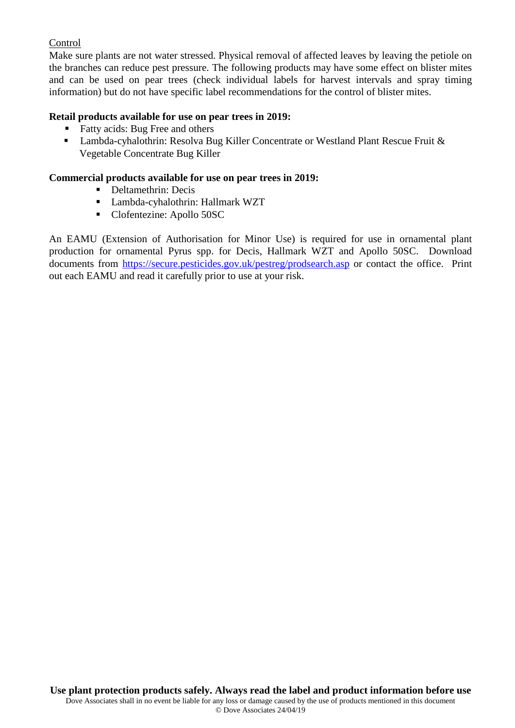Control

Make sure plants are not water stressed. Physical removal of affected leaves by leaving the petiole on the branches can reduce pest pressure. The following products may have some effect on blister mites and can be used on pear trees (check individual labels for harvest intervals and spray timing information) but do not have specific label recommendations for the control of blister mites.

**Retail products available for use on pear trees in 2019:**

- Fatty acids: Bug Free and others
- Lambda-cyhalothrin: Resolva Bug Killer Concentrate or Westland Plant Rescue Fruit & Vegetable Concentrate Bug Killer

**Commercial products available for use on pear trees in 2019:**

- Deltamethrin: Decis
- Lambda-cyhalothrin: Hallmark WZT
- Clofentezine: Apollo 50SC

An EAMU (Extension of Authorisation for Minor Use) is required for use in ornamental plant production for ornamental Pyrus spp. for Decis, Hallmark WZT and Apollo 50SC. Download documents from https://secure.pesticides.gov.uk/pestreg/prodsearch.asp or contact the office. Print out each EAMU and read it carefully prior to use at your risk.

**Use plant protection products safely. Always read the label and product information before use**

Dove Associates shall in no event be liable for any loss or damage caused by the use of products mentioned in this document

© Dove Associates 24/04/19